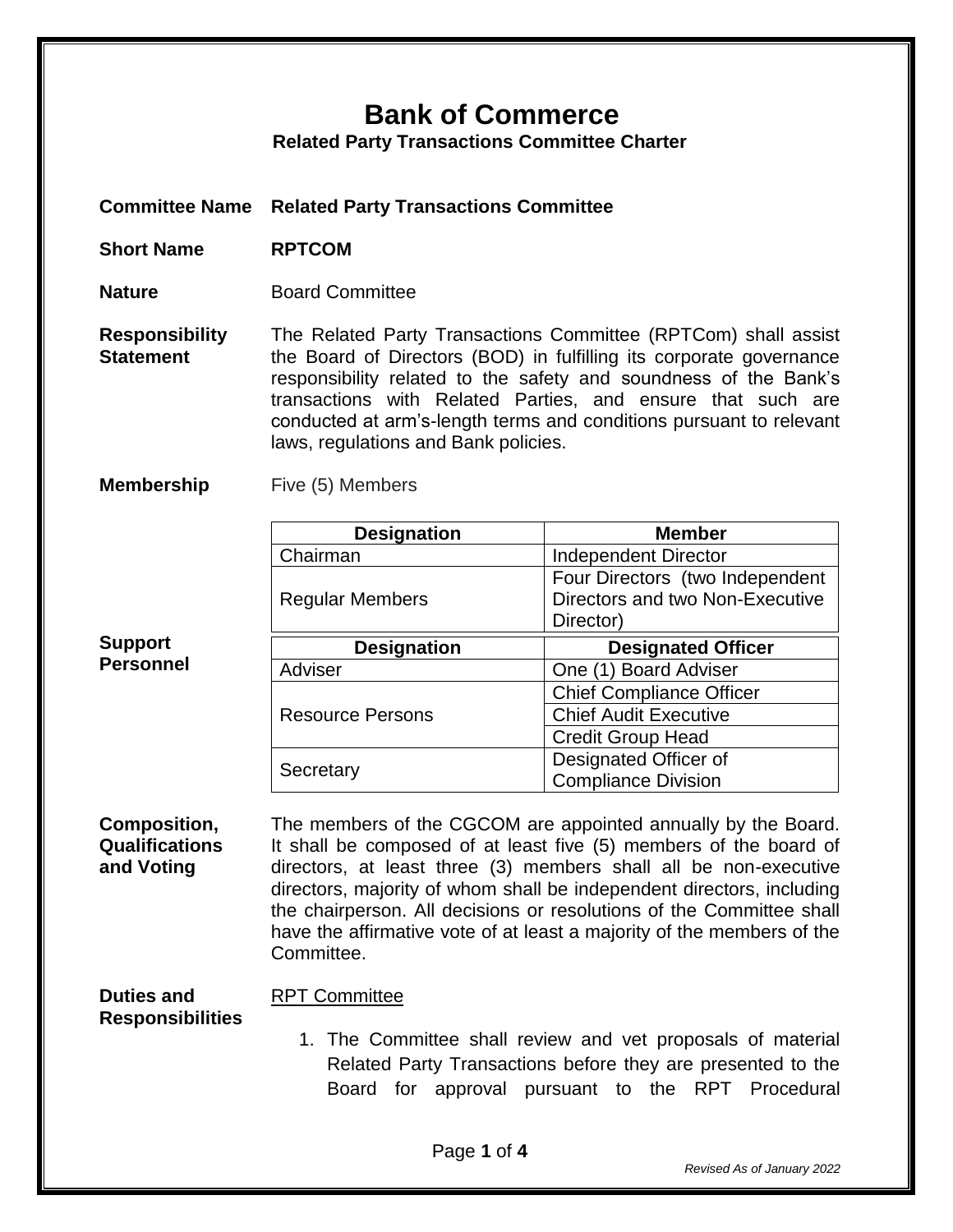# Bank of Commerce

**Related Party Transactions Committee Charter**

**Committee Name** **Related Party Transactions Committee**

**Short Name** **RPTCOM**

**Nature** Board Committee

**Responsibility Statement** The Related Party Transactions Committee (RPTCom) shall assist the Board of Directors (BOD) in fulfilling its corporate governance responsibility related to the safety and soundness of the Bank's transactions with Related Parties, and ensure that such are conducted at arm's-length terms and conditions pursuant to relevant laws, regulations and Bank policies.

**Membership** Five (5) Members

| Designation | Member |
|---|---|
| Chairman | Independent Director |
| Regular Members | Four Directors (two Independent Directors and two Non-Executive Director) |

**Support Personnel**

| Designation | Designated Officer |
|---|---|
| Adviser | One (1) Board Adviser |
| Resource Persons | Chief Compliance Officer |
| | Chief Audit Executive |
| | Credit Group Head |
| Secretary | Designated Officer of Compliance Division |

**Composition, Qualifications and Voting** The members of the CGCOM are appointed annually by the Board. It shall be composed of at least five (5) members of the board of directors, at least three (3) members shall all be non-executive directors, majority of whom shall be independent directors, including the chairperson. All decisions or resolutions of the Committee shall have the affirmative vote of at least a majority of the members of the Committee.

**Duties and Responsibilities**

RPT Committee

1. The Committee shall review and vet proposals of material Related Party Transactions before they are presented to the Board for approval pursuant to the RPT Procedural

*Revised As of January 2022*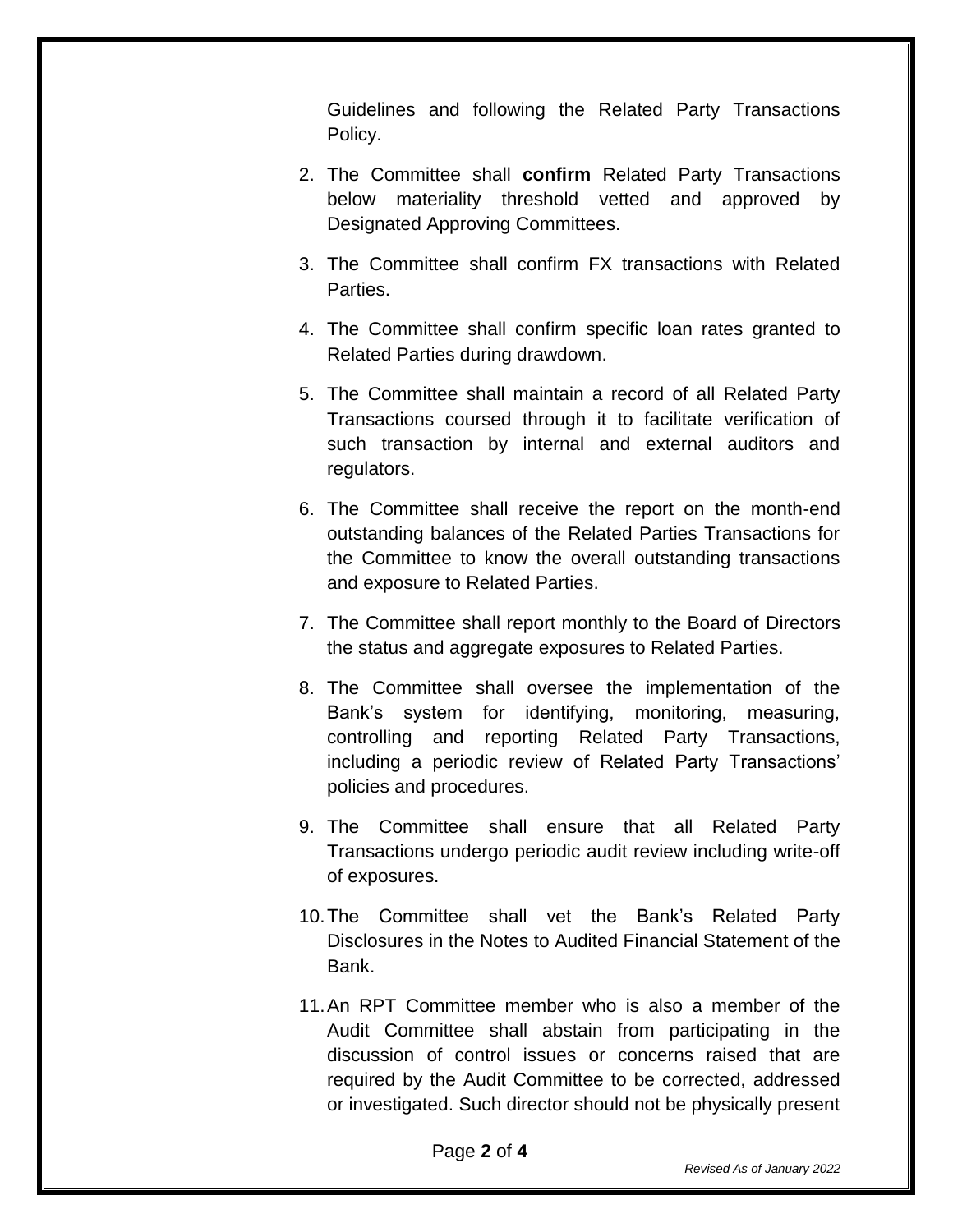Guidelines and following the Related Party Transactions Policy.

2. The Committee shall **confirm** Related Party Transactions below materiality threshold vetted and approved by Designated Approving Committees.

3. The Committee shall confirm FX transactions with Related Parties.

4. The Committee shall confirm specific loan rates granted to Related Parties during drawdown.

5. The Committee shall maintain a record of all Related Party Transactions coursed through it to facilitate verification of such transaction by internal and external auditors and regulators.

6. The Committee shall receive the report on the month-end outstanding balances of the Related Parties Transactions for the Committee to know the overall outstanding transactions and exposure to Related Parties.

7. The Committee shall report monthly to the Board of Directors the status and aggregate exposures to Related Parties.

8. The Committee shall oversee the implementation of the Bank's system for identifying, monitoring, measuring, controlling and reporting Related Party Transactions, including a periodic review of Related Party Transactions' policies and procedures.

9. The Committee shall ensure that all Related Party Transactions undergo periodic audit review including write-off of exposures.

10. The Committee shall vet the Bank's Related Party Disclosures in the Notes to Audited Financial Statement of the Bank.

11. An RPT Committee member who is also a member of the Audit Committee shall abstain from participating in the discussion of control issues or concerns raised that are required by the Audit Committee to be corrected, addressed or investigated. Such director should not be physically present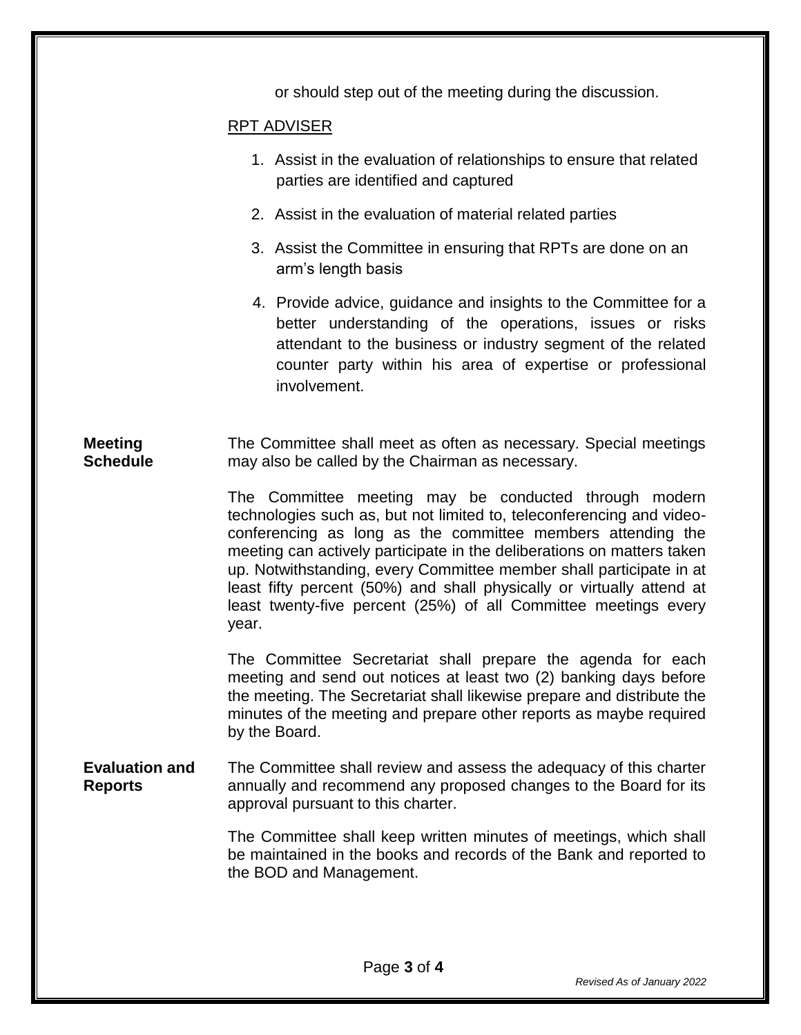or should step out of the meeting during the discussion.

RPT ADVISER

1. Assist in the evaluation of relationships to ensure that related parties are identified and captured
2. Assist in the evaluation of material related parties
3. Assist the Committee in ensuring that RPTs are done on an arm's length basis
4. Provide advice, guidance and insights to the Committee for a better understanding of the operations, issues or risks attendant to the business or industry segment of the related counter party within his area of expertise or professional involvement.

**Meeting Schedule**

The Committee shall meet as often as necessary. Special meetings may also be called by the Chairman as necessary.

The Committee meeting may be conducted through modern technologies such as, but not limited to, teleconferencing and video-conferencing as long as the committee members attending the meeting can actively participate in the deliberations on matters taken up. Notwithstanding, every Committee member shall participate in at least fifty percent (50%) and shall physically or virtually attend at least twenty-five percent (25%) of all Committee meetings every year.

The Committee Secretariat shall prepare the agenda for each meeting and send out notices at least two (2) banking days before the meeting. The Secretariat shall likewise prepare and distribute the minutes of the meeting and prepare other reports as maybe required by the Board.

**Evaluation and Reports**

The Committee shall review and assess the adequacy of this charter annually and recommend any proposed changes to the Board for its approval pursuant to this charter.

The Committee shall keep written minutes of meetings, which shall be maintained in the books and records of the Bank and reported to the BOD and Management.